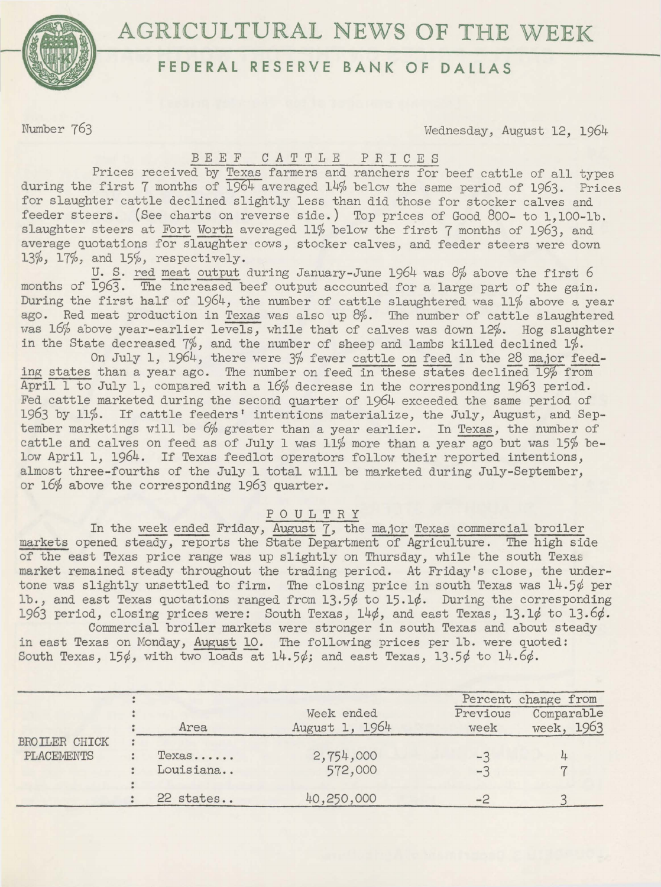# AGRICULTURAL NEWS OF THE WEEK

## FEDERAL RESERVE BANK OF DALLAS

Number 763 — Wednesday, August 12, 1964

### BEEF CATTLE PRICES

Prices received by Texas farmers and ranchers for beef cattle of all types during the first 7 months of 1964 averaged 14% below the same period of 1963. Prices for slaughter cattle declined slightly less than did those for stocker calves and feeder steers. (See charts on reverse side.) Top prices of Good 800- to 1,100-lb. slaughter steers at Fort Worth averaged 11% below the first 7 months of 1963, and average quotations for slaughter cows, stocker calves, and feeder steers were down 13%, 17%, and 15%, respectively.

U. S. red meat output during January-June 1964 was 8% above the first 6 months of 1963. The increased beef output accounted for a large part of the gain. During the first half of 1964, the number of cattle slaughtered was 11% above a year ago. Red meat production in Texas was also up 8%. The number of cattle slaughtered was 16% above year-earlier levels, while that of calves was down 12%. Hog slaughter in the State decreased 7%, and the number of sheep and lambs killed declined 1%.

On July 1, 1964, there were 3% fewer cattle on feed in the 28 major feeding states than a year ago. The number on feed in these states declined 19% from April 1 to July 1, compared with a 16% decrease in the corresponding 1963 period. Fed cattle marketed during the second quarter of 1964 exceeded the same period of 1963 by 11%. If cattle feeders' intentions materialize, the July, August, and September marketings will be 6% greater than a year earlier. In Texas, the number of cattle and calves on feed as of July 1 was 11% more than a year ago but was 15% below April 1, 1964. If Texas feedlot operators follow their reported intentions, almost three-fourths of the July 1 total will be marketed during July-September, or 16% above the corresponding 1963 quarter.

### POULTRY

In the week ended Friday, August 7, the major Texas commercial broiler markets opened steady, reports the State Department of Agriculture. The high side of the east Texas price range was up slightly on Thursday, while the south Texas market remained steady throughout the trading period. At Friday's close, the undertone was slightly unsettled to firm. The closing price in south Texas was 14.5¢ per lb., and east Texas quotations ranged from 13.5¢ to 15.1¢. During the corresponding 1963 period, closing prices were: South Texas, 14¢, and east Texas, 13.1¢ to 13.6¢.

Commercial broiler markets were stronger in south Texas and about steady in east Texas on Monday, August 10. The following prices per lb. were quoted: South Texas, 15¢, with two loads at 14.5¢; and east Texas, 13.5¢ to 14.6¢.

| | Area | Week ended August 1, 1964 | Percent change from Previous week | Percent change from Comparable week, 1963 |
|---|---|---|---|---|
| BROILER CHICK PLACEMENTS | Texas...... | 2,754,000 | -3 | 4 |
| | Louisiana.. | 572,000 | -3 | 7 |
| | 22 states.. | 40,250,000 | -2 | 3 |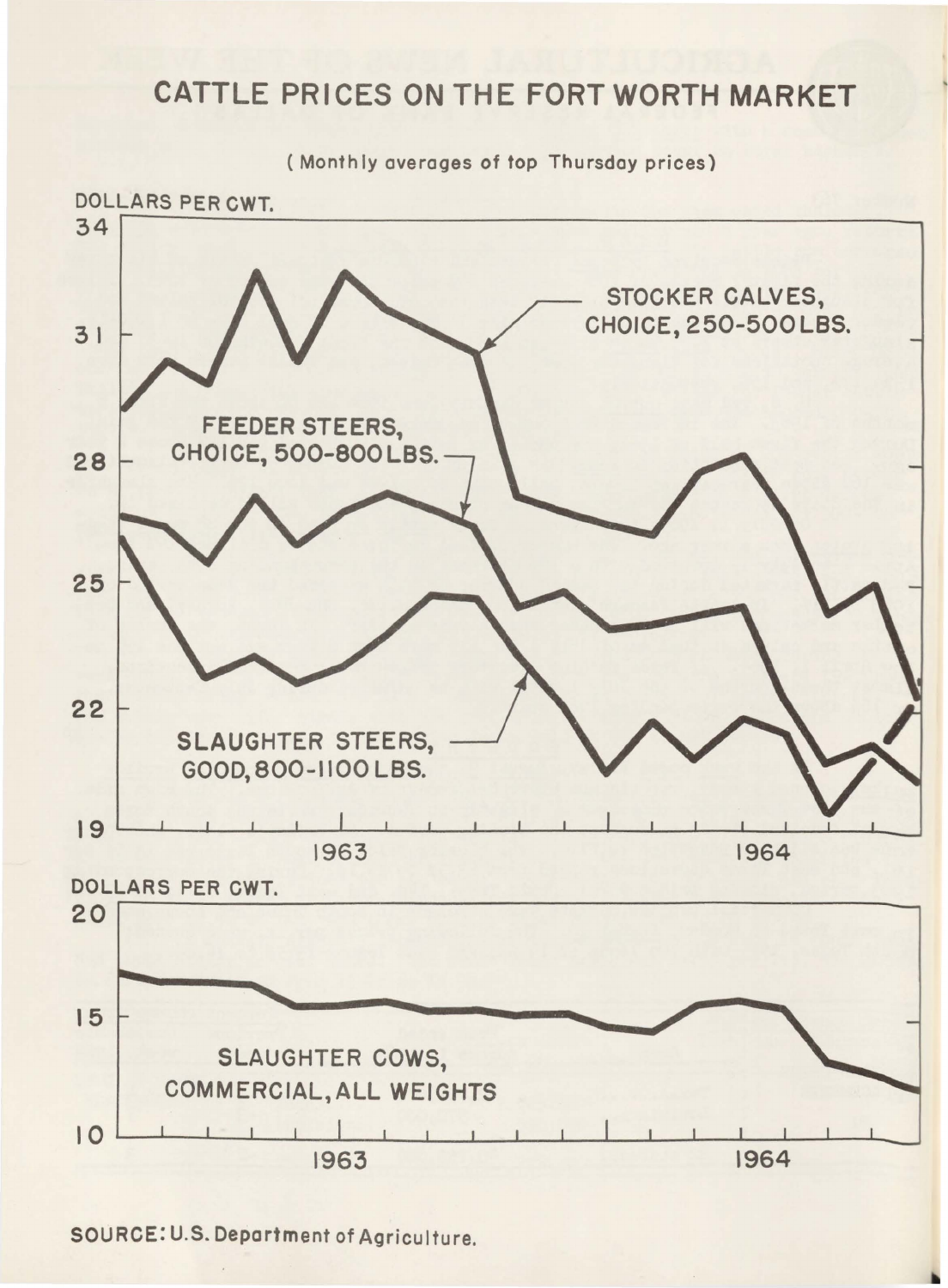# CATTLE PRICES ON THE FORT WORTH MARKET

(Monthly averages of top Thursday prices)

DOLLARS PER CWT.

34

31

28

25

22

19

STOCKER CALVES, CHOICE, 250-500 LBS.

FEEDER STEERS, CHOICE, 500-800 LBS.

SLAUGHTER STEERS, GOOD, 800-1100 LBS.

1963

1964

DOLLARS PER CWT.

20

15

10

SLAUGHTER COWS, COMMERCIAL, ALL WEIGHTS

1963

1964

SOURCE: U.S. Department of Agriculture.